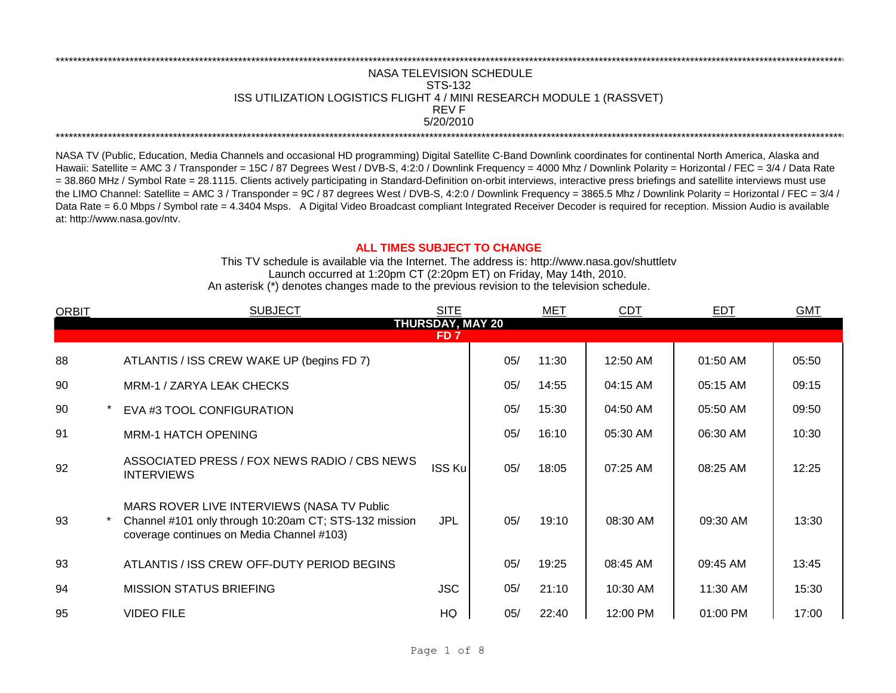\*\*\*\*\*\*\*\*\*\*\*\*\*\*\*\*\*\*\*\*\*\*\*\*\*\*\*\*\*\*\*\*\*\*\*\*\*\*\*\*\*\*\*\*\*\*\*\*\*\*\*\*\*\*\*\*\*\*\*\*

# NASA TELEVISION SCHEDULE
## STS-132
## ISS UTILIZATION LOGISTICS FLIGHT 4 / MINI RESEARCH MODULE 1 (RASSVET)
## REV F
## 5/20/2010

\*\*\*\*\*\*\*\*\*\*\*\*\*\*\*\*\*\*\*\*\*\*\*\*\*\*\*\*\*\*\*\*\*\*\*\*\*\*\*\*\*\*\*\*\*\*\*\*\*\*\*\*\*\*\*\*\*\*\*\*

NASA TV (Public, Education, Media Channels and occasional HD programming) Digital Satellite C-Band Downlink coordinates for continental North America, Alaska and Hawaii: Satellite = AMC 3 / Transponder = 15C / 87 Degrees West / DVB-S, 4:2:0 / Downlink Frequency = 4000 Mhz / Downlink Polarity = Horizontal / FEC = 3/4 / Data Rate = 38.860 MHz / Symbol Rate = 28.1115. Clients actively participating in Standard-Definition on-orbit interviews, interactive press briefings and satellite interviews must use the LIMO Channel: Satellite = AMC 3 / Transponder = 9C / 87 degrees West / DVB-S, 4:2:0 / Downlink Frequency = 3865.5 Mhz / Downlink Polarity = Horizontal / FEC = 3/4 / Data Rate = 6.0 Mbps / Symbol rate = 4.3404 Msps. A Digital Video Broadcast compliant Integrated Receiver Decoder is required for reception. Mission Audio is available at: http://www.nasa.gov/ntv.

**ALL TIMES SUBJECT TO CHANGE**

This TV schedule is available via the Internet. The address is: http://www.nasa.gov/shuttletv
Launch occurred at 1:20pm CT (2:20pm ET) on Friday, May 14th, 2010.
An asterisk (*) denotes changes made to the previous revision to the television schedule.

| ORBIT | | SUBJECT | SITE | MET | | CDT | EDT | GMT |
|---|---|---|---|---|---|---|---|---|
| **THURSDAY, MAY 20** | | | | | | | | |
| **FD 7** | | | | | | | | |
| 88 | | ATLANTIS / ISS CREW WAKE UP (begins FD 7) | | 05/ | 11:30 | 12:50 AM | 01:50 AM | 05:50 |
| 90 | | MRM-1 / ZARYA LEAK CHECKS | | 05/ | 14:55 | 04:15 AM | 05:15 AM | 09:15 |
| 90 | * | EVA #3 TOOL CONFIGURATION | | 05/ | 15:30 | 04:50 AM | 05:50 AM | 09:50 |
| 91 | | MRM-1 HATCH OPENING | | 05/ | 16:10 | 05:30 AM | 06:30 AM | 10:30 |
| 92 | | ASSOCIATED PRESS / FOX NEWS RADIO / CBS NEWS INTERVIEWS | ISS Ku | 05/ | 18:05 | 07:25 AM | 08:25 AM | 12:25 |
| 93 | * | MARS ROVER LIVE INTERVIEWS (NASA TV Public Channel #101 only through 10:20am CT; STS-132 mission coverage continues on Media Channel #103) | JPL | 05/ | 19:10 | 08:30 AM | 09:30 AM | 13:30 |
| 93 | | ATLANTIS / ISS CREW OFF-DUTY PERIOD BEGINS | | 05/ | 19:25 | 08:45 AM | 09:45 AM | 13:45 |
| 94 | | MISSION STATUS BRIEFING | JSC | 05/ | 21:10 | 10:30 AM | 11:30 AM | 15:30 |
| 95 | | VIDEO FILE | HQ | 05/ | 22:40 | 12:00 PM | 01:00 PM | 17:00 |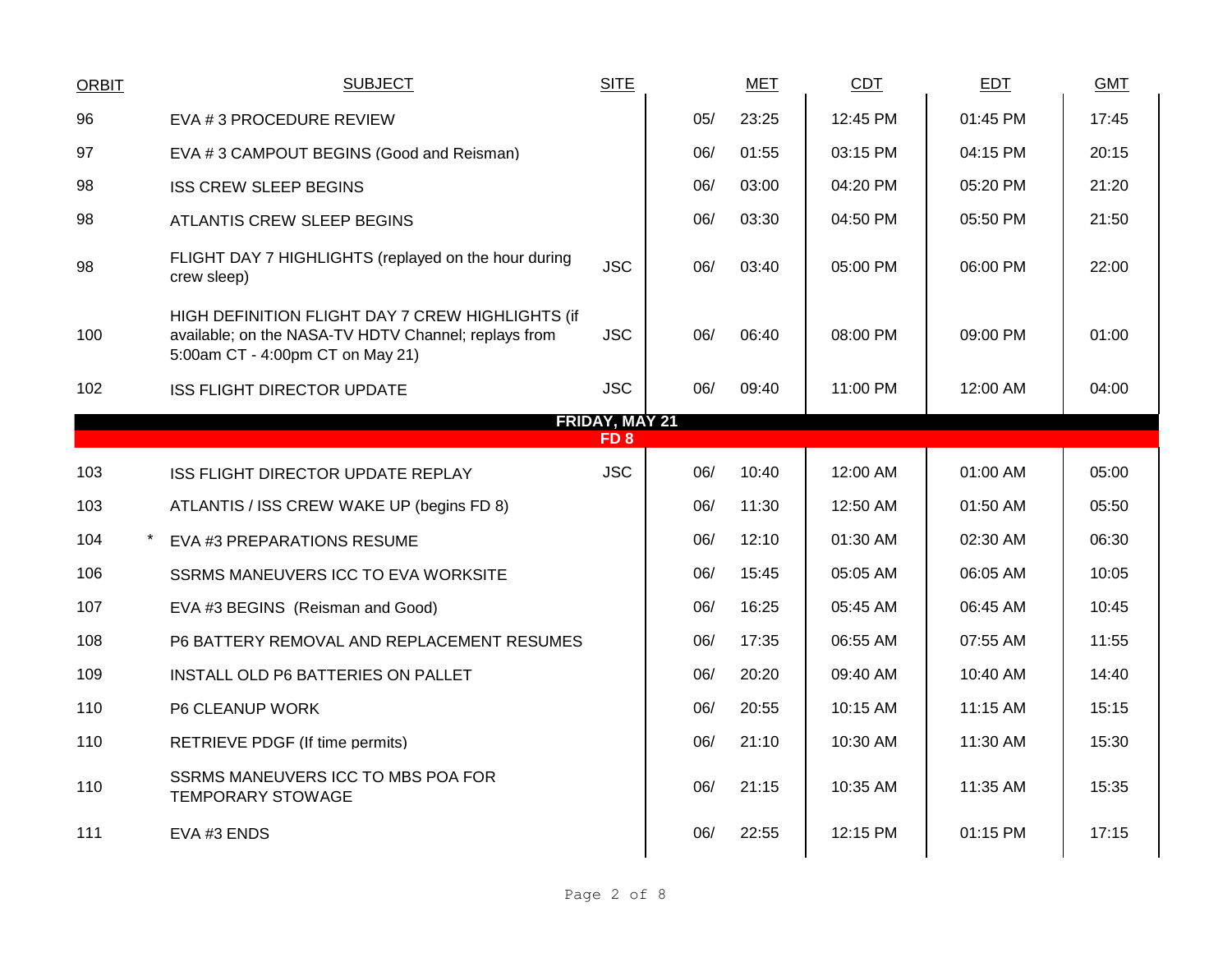| ORBIT | SUBJECT | SITE | MET | | CDT | EDT | GMT |
|---|---|---|---|---|---|---|---|
| 96 | EVA # 3 PROCEDURE REVIEW | | 05/ | 23:25 | 12:45 PM | 01:45 PM | 17:45 |
| 97 | EVA # 3 CAMPOUT BEGINS (Good and Reisman) | | 06/ | 01:55 | 03:15 PM | 04:15 PM | 20:15 |
| 98 | ISS CREW SLEEP BEGINS | | 06/ | 03:00 | 04:20 PM | 05:20 PM | 21:20 |
| 98 | ATLANTIS CREW SLEEP BEGINS | | 06/ | 03:30 | 04:50 PM | 05:50 PM | 21:50 |
| 98 | FLIGHT DAY 7 HIGHLIGHTS (replayed on the hour during crew sleep) | JSC | 06/ | 03:40 | 05:00 PM | 06:00 PM | 22:00 |
| 100 | HIGH DEFINITION FLIGHT DAY 7 CREW HIGHLIGHTS (if available; on the NASA-TV HDTV Channel; replays from 5:00am CT - 4:00pm CT on May 21) | JSC | 06/ | 06:40 | 08:00 PM | 09:00 PM | 01:00 |
| 102 | ISS FLIGHT DIRECTOR UPDATE | JSC | 06/ | 09:40 | 11:00 PM | 12:00 AM | 04:00 |
| | **FRIDAY, MAY 21** | | | | | | |
| | **FD 8** | | | | | | |
| 103 | ISS FLIGHT DIRECTOR UPDATE REPLAY | JSC | 06/ | 10:40 | 12:00 AM | 01:00 AM | 05:00 |
| 103 | ATLANTIS / ISS CREW WAKE UP (begins FD 8) | | 06/ | 11:30 | 12:50 AM | 01:50 AM | 05:50 |
| 104 | * EVA #3 PREPARATIONS RESUME | | 06/ | 12:10 | 01:30 AM | 02:30 AM | 06:30 |
| 106 | SSRMS MANEUVERS ICC TO EVA WORKSITE | | 06/ | 15:45 | 05:05 AM | 06:05 AM | 10:05 |
| 107 | EVA #3 BEGINS (Reisman and Good) | | 06/ | 16:25 | 05:45 AM | 06:45 AM | 10:45 |
| 108 | P6 BATTERY REMOVAL AND REPLACEMENT RESUMES | | 06/ | 17:35 | 06:55 AM | 07:55 AM | 11:55 |
| 109 | INSTALL OLD P6 BATTERIES ON PALLET | | 06/ | 20:20 | 09:40 AM | 10:40 AM | 14:40 |
| 110 | P6 CLEANUP WORK | | 06/ | 20:55 | 10:15 AM | 11:15 AM | 15:15 |
| 110 | RETRIEVE PDGF (If time permits) | | 06/ | 21:10 | 10:30 AM | 11:30 AM | 15:30 |
| 110 | SSRMS MANEUVERS ICC TO MBS POA FOR TEMPORARY STOWAGE | | 06/ | 21:15 | 10:35 AM | 11:35 AM | 15:35 |
| 111 | EVA #3 ENDS | | 06/ | 22:55 | 12:15 PM | 01:15 PM | 17:15 |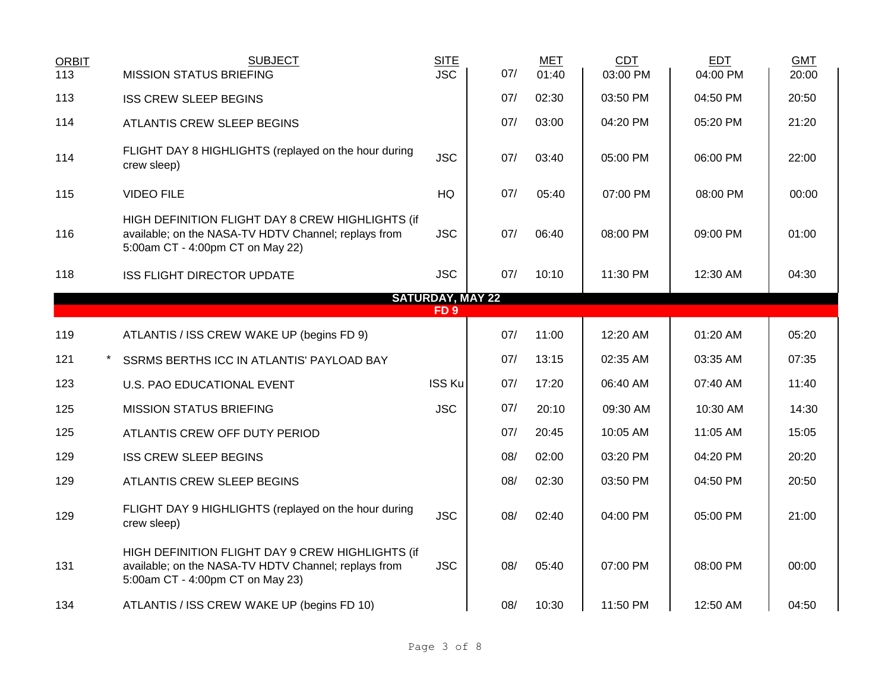| ORBIT | | SUBJECT | SITE | | MET | CDT | EDT | GMT |
|---|---|---|---|---|---|---|---|---|
| 113 | | MISSION STATUS BRIEFING | JSC | 07/ | 01:40 | 03:00 PM | 04:00 PM | 20:00 |
| 113 | | ISS CREW SLEEP BEGINS | | 07/ | 02:30 | 03:50 PM | 04:50 PM | 20:50 |
| 114 | | ATLANTIS CREW SLEEP BEGINS | | 07/ | 03:00 | 04:20 PM | 05:20 PM | 21:20 |
| 114 | | FLIGHT DAY 8 HIGHLIGHTS (replayed on the hour during crew sleep) | JSC | 07/ | 03:40 | 05:00 PM | 06:00 PM | 22:00 |
| 115 | | VIDEO FILE | HQ | 07/ | 05:40 | 07:00 PM | 08:00 PM | 00:00 |
| 116 | | HIGH DEFINITION FLIGHT DAY 8 CREW HIGHLIGHTS (if available; on the NASA-TV HDTV Channel; replays from 5:00am CT - 4:00pm CT on May 22) | JSC | 07/ | 06:40 | 08:00 PM | 09:00 PM | 01:00 |
| 118 | | ISS FLIGHT DIRECTOR UPDATE | JSC | 07/ | 10:10 | 11:30 PM | 12:30 AM | 04:30 |
| **SATURDAY, MAY 22** | | | | | | | | |
| **FD 9** | | | | | | | | |
| 119 | | ATLANTIS / ISS CREW WAKE UP (begins FD 9) | | 07/ | 11:00 | 12:20 AM | 01:20 AM | 05:20 |
| 121 | * | SSRMS BERTHS ICC IN ATLANTIS' PAYLOAD BAY | | 07/ | 13:15 | 02:35 AM | 03:35 AM | 07:35 |
| 123 | | U.S. PAO EDUCATIONAL EVENT | ISS Ku | 07/ | 17:20 | 06:40 AM | 07:40 AM | 11:40 |
| 125 | | MISSION STATUS BRIEFING | JSC | 07/ | 20:10 | 09:30 AM | 10:30 AM | 14:30 |
| 125 | | ATLANTIS CREW OFF DUTY PERIOD | | 07/ | 20:45 | 10:05 AM | 11:05 AM | 15:05 |
| 129 | | ISS CREW SLEEP BEGINS | | 08/ | 02:00 | 03:20 PM | 04:20 PM | 20:20 |
| 129 | | ATLANTIS CREW SLEEP BEGINS | | 08/ | 02:30 | 03:50 PM | 04:50 PM | 20:50 |
| 129 | | FLIGHT DAY 9 HIGHLIGHTS (replayed on the hour during crew sleep) | JSC | 08/ | 02:40 | 04:00 PM | 05:00 PM | 21:00 |
| 131 | | HIGH DEFINITION FLIGHT DAY 9 CREW HIGHLIGHTS (if available; on the NASA-TV HDTV Channel; replays from 5:00am CT - 4:00pm CT on May 23) | JSC | 08/ | 05:40 | 07:00 PM | 08:00 PM | 00:00 |
| 134 | | ATLANTIS / ISS CREW WAKE UP (begins FD 10) | | 08/ | 10:30 | 11:50 PM | 12:50 AM | 04:50 |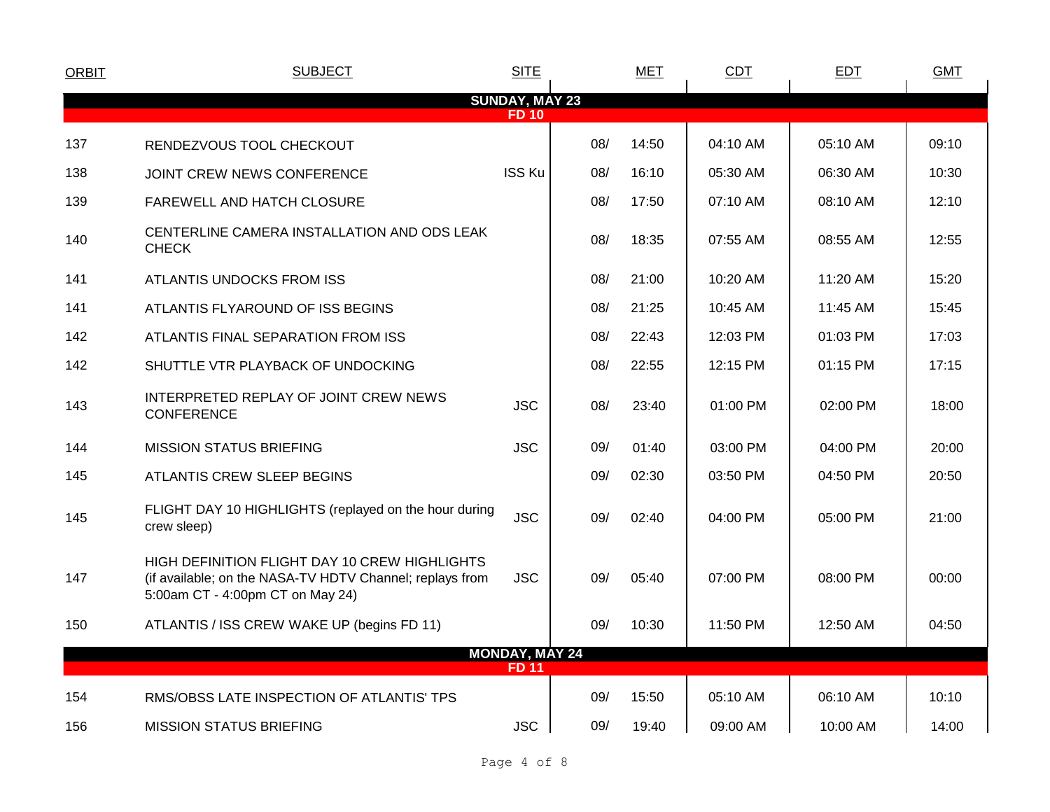| ORBIT | SUBJECT | SITE | MET | | CDT | EDT | GMT |
|---|---|---|---|---|---|---|---|
| **SUNDAY, MAY 23** | | | | | | | |
| **FD 10** | | | | | | | |
| 137 | RENDEZVOUS TOOL CHECKOUT | | 08/ | 14:50 | 04:10 AM | 05:10 AM | 09:10 |
| 138 | JOINT CREW NEWS CONFERENCE | ISS Ku | 08/ | 16:10 | 05:30 AM | 06:30 AM | 10:30 |
| 139 | FAREWELL AND HATCH CLOSURE | | 08/ | 17:50 | 07:10 AM | 08:10 AM | 12:10 |
| 140 | CENTERLINE CAMERA INSTALLATION AND ODS LEAK CHECK | | 08/ | 18:35 | 07:55 AM | 08:55 AM | 12:55 |
| 141 | ATLANTIS UNDOCKS FROM ISS | | 08/ | 21:00 | 10:20 AM | 11:20 AM | 15:20 |
| 141 | ATLANTIS FLYAROUND OF ISS BEGINS | | 08/ | 21:25 | 10:45 AM | 11:45 AM | 15:45 |
| 142 | ATLANTIS FINAL SEPARATION FROM ISS | | 08/ | 22:43 | 12:03 PM | 01:03 PM | 17:03 |
| 142 | SHUTTLE VTR PLAYBACK OF UNDOCKING | | 08/ | 22:55 | 12:15 PM | 01:15 PM | 17:15 |
| 143 | INTERPRETED REPLAY OF JOINT CREW NEWS CONFERENCE | JSC | 08/ | 23:40 | 01:00 PM | 02:00 PM | 18:00 |
| 144 | MISSION STATUS BRIEFING | JSC | 09/ | 01:40 | 03:00 PM | 04:00 PM | 20:00 |
| 145 | ATLANTIS CREW SLEEP BEGINS | | 09/ | 02:30 | 03:50 PM | 04:50 PM | 20:50 |
| 145 | FLIGHT DAY 10 HIGHLIGHTS (replayed on the hour during crew sleep) | JSC | 09/ | 02:40 | 04:00 PM | 05:00 PM | 21:00 |
| 147 | HIGH DEFINITION FLIGHT DAY 10 CREW HIGHLIGHTS (if available; on the NASA-TV HDTV Channel; replays from 5:00am CT - 4:00pm CT on May 24) | JSC | 09/ | 05:40 | 07:00 PM | 08:00 PM | 00:00 |
| 150 | ATLANTIS / ISS CREW WAKE UP (begins FD 11) | | 09/ | 10:30 | 11:50 PM | 12:50 AM | 04:50 |
| **MONDAY, MAY 24** | | | | | | | |
| **FD 11** | | | | | | | |
| 154 | RMS/OBSS LATE INSPECTION OF ATLANTIS' TPS | | 09/ | 15:50 | 05:10 AM | 06:10 AM | 10:10 |
| 156 | MISSION STATUS BRIEFING | JSC | 09/ | 19:40 | 09:00 AM | 10:00 AM | 14:00 |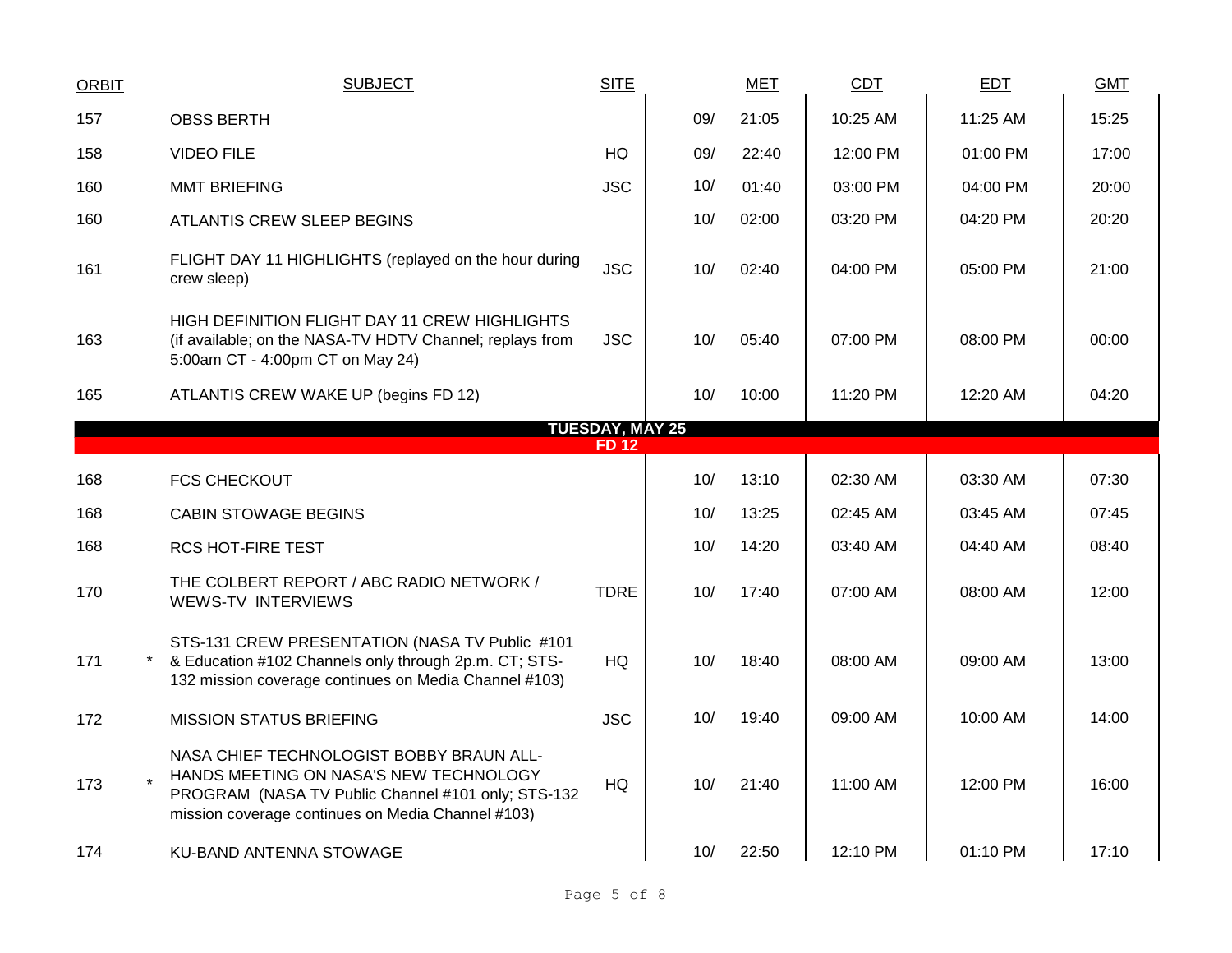| ORBIT | | SUBJECT | SITE | | MET | CDT | EDT | GMT |
|---|---|---|---|---|---|---|---|---|
| 157 | | OBSS BERTH | | 09/ | 21:05 | 10:25 AM | 11:25 AM | 15:25 |
| 158 | | VIDEO FILE | HQ | 09/ | 22:40 | 12:00 PM | 01:00 PM | 17:00 |
| 160 | | MMT BRIEFING | JSC | 10/ | 01:40 | 03:00 PM | 04:00 PM | 20:00 |
| 160 | | ATLANTIS CREW SLEEP BEGINS | | 10/ | 02:00 | 03:20 PM | 04:20 PM | 20:20 |
| 161 | | FLIGHT DAY 11 HIGHLIGHTS (replayed on the hour during crew sleep) | JSC | 10/ | 02:40 | 04:00 PM | 05:00 PM | 21:00 |
| 163 | | HIGH DEFINITION FLIGHT DAY 11 CREW HIGHLIGHTS (if available; on the NASA-TV HDTV Channel; replays from 5:00am CT - 4:00pm CT on May 24) | JSC | 10/ | 05:40 | 07:00 PM | 08:00 PM | 00:00 |
| 165 | | ATLANTIS CREW WAKE UP (begins FD 12) | | 10/ | 10:00 | 11:20 PM | 12:20 AM | 04:20 |
| | | **TUESDAY, MAY 25** | | | | | | |
| | | **FD 12** | | | | | | |
| 168 | | FCS CHECKOUT | | 10/ | 13:10 | 02:30 AM | 03:30 AM | 07:30 |
| 168 | | CABIN STOWAGE BEGINS | | 10/ | 13:25 | 02:45 AM | 03:45 AM | 07:45 |
| 168 | | RCS HOT-FIRE TEST | | 10/ | 14:20 | 03:40 AM | 04:40 AM | 08:40 |
| 170 | | THE COLBERT REPORT / ABC RADIO NETWORK / WEWS-TV INTERVIEWS | TDRE | 10/ | 17:40 | 07:00 AM | 08:00 AM | 12:00 |
| 171 | * | STS-131 CREW PRESENTATION (NASA TV Public #101 & Education #102 Channels only through 2p.m. CT; STS-132 mission coverage continues on Media Channel #103) | HQ | 10/ | 18:40 | 08:00 AM | 09:00 AM | 13:00 |
| 172 | | MISSION STATUS BRIEFING | JSC | 10/ | 19:40 | 09:00 AM | 10:00 AM | 14:00 |
| 173 | * | NASA CHIEF TECHNOLOGIST BOBBY BRAUN ALL-HANDS MEETING ON NASA'S NEW TECHNOLOGY PROGRAM (NASA TV Public Channel #101 only; STS-132 mission coverage continues on Media Channel #103) | HQ | 10/ | 21:40 | 11:00 AM | 12:00 PM | 16:00 |
| 174 | | KU-BAND ANTENNA STOWAGE | | 10/ | 22:50 | 12:10 PM | 01:10 PM | 17:10 |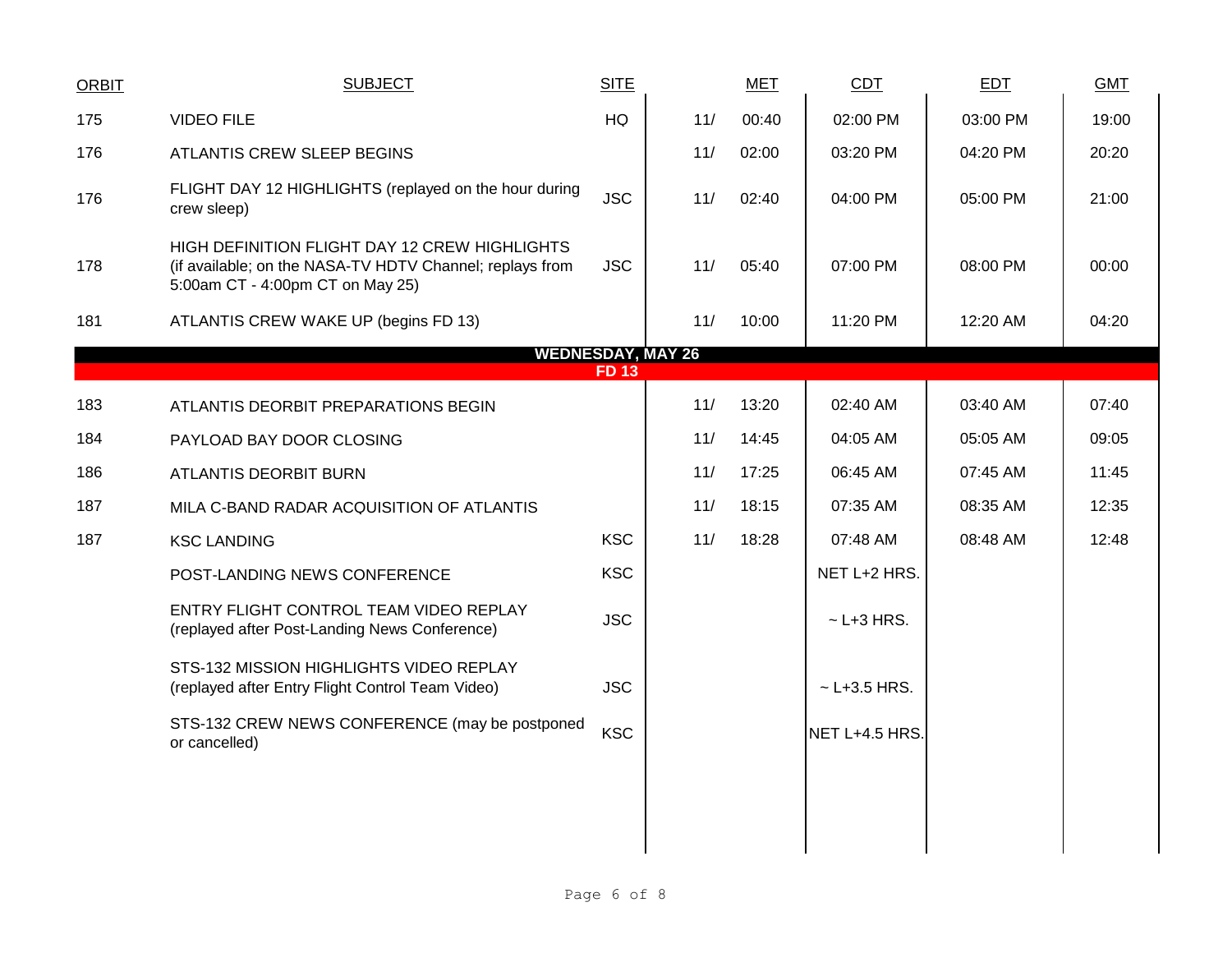| ORBIT | SUBJECT | SITE | MET | | CDT | EDT | GMT |
|---|---|---|---|---|---|---|---|
| 175 | VIDEO FILE | HQ | 11/ | 00:40 | 02:00 PM | 03:00 PM | 19:00 |
| 176 | ATLANTIS CREW SLEEP BEGINS | | 11/ | 02:00 | 03:20 PM | 04:20 PM | 20:20 |
| 176 | FLIGHT DAY 12 HIGHLIGHTS (replayed on the hour during crew sleep) | JSC | 11/ | 02:40 | 04:00 PM | 05:00 PM | 21:00 |
| 178 | HIGH DEFINITION FLIGHT DAY 12 CREW HIGHLIGHTS (if available; on the NASA-TV HDTV Channel; replays from 5:00am CT - 4:00pm CT on May 25) | JSC | 11/ | 05:40 | 07:00 PM | 08:00 PM | 00:00 |
| 181 | ATLANTIS CREW WAKE UP (begins FD 13) | | 11/ | 10:00 | 11:20 PM | 12:20 AM | 04:20 |
| | **WEDNESDAY, MAY 26** **FD 13** | | | | | | |
| 183 | ATLANTIS DEORBIT PREPARATIONS BEGIN | | 11/ | 13:20 | 02:40 AM | 03:40 AM | 07:40 |
| 184 | PAYLOAD BAY DOOR CLOSING | | 11/ | 14:45 | 04:05 AM | 05:05 AM | 09:05 |
| 186 | ATLANTIS DEORBIT BURN | | 11/ | 17:25 | 06:45 AM | 07:45 AM | 11:45 |
| 187 | MILA C-BAND RADAR ACQUISITION OF ATLANTIS | | 11/ | 18:15 | 07:35 AM | 08:35 AM | 12:35 |
| 187 | KSC LANDING | KSC | 11/ | 18:28 | 07:48 AM | 08:48 AM | 12:48 |
| | POST-LANDING NEWS CONFERENCE | KSC | | | NET L+2 HRS. | | |
| | ENTRY FLIGHT CONTROL TEAM VIDEO REPLAY (replayed after Post-Landing News Conference) | JSC | | | ~ L+3 HRS. | | |
| | STS-132 MISSION HIGHLIGHTS VIDEO REPLAY (replayed after Entry Flight Control Team Video) | JSC | | | ~ L+3.5 HRS. | | |
| | STS-132 CREW NEWS CONFERENCE (may be postponed or cancelled) | KSC | | | NET L+4.5 HRS. | | |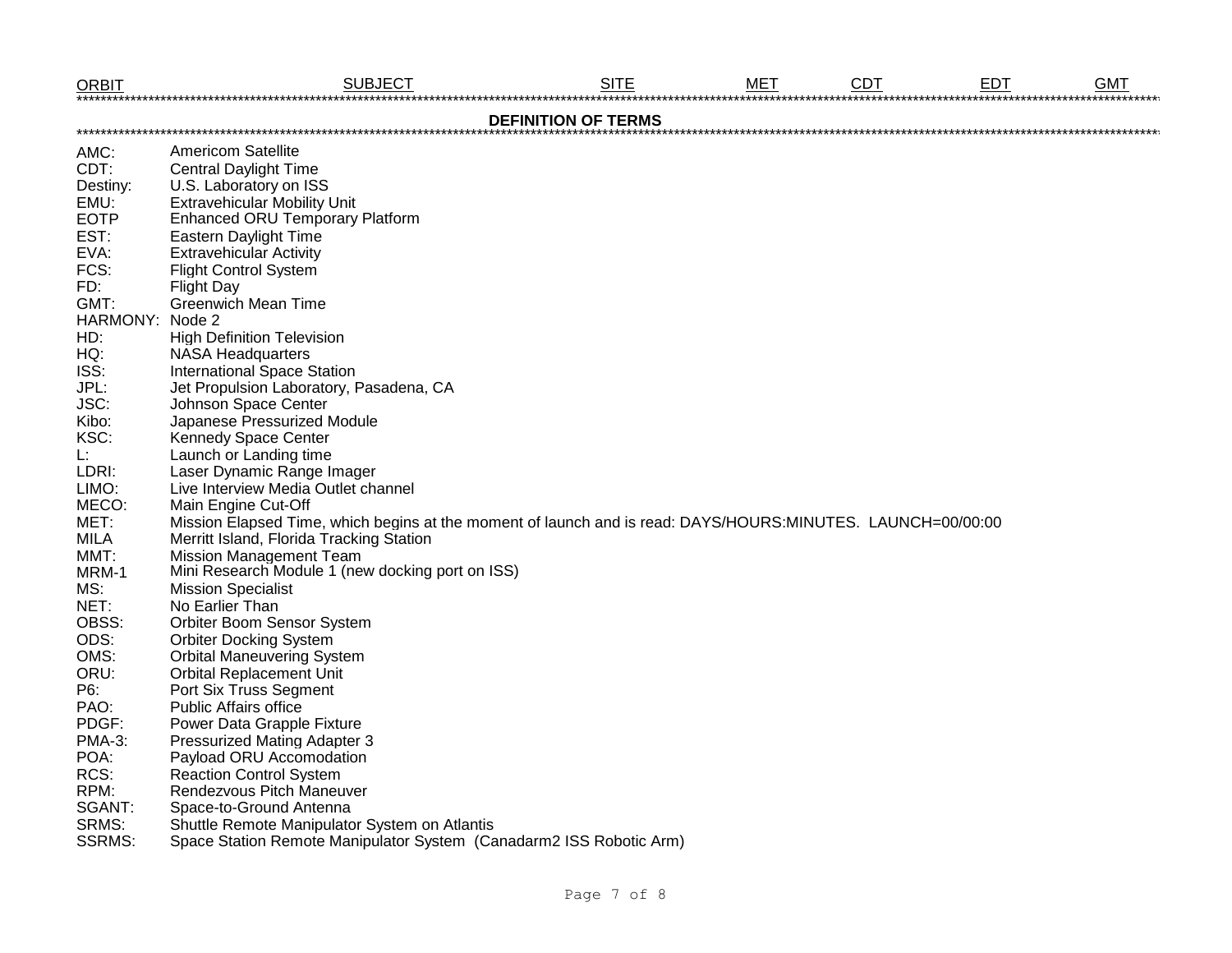| ORBIT | SUBJECT | SITE | MET | CDT | EDT | GMT |
|---|---|---|---|---|---|---|

## DEFINITION OF TERMS

| | |
|---|---|
| AMC: | Americom Satellite |
| CDT: | Central Daylight Time |
| Destiny: | U.S. Laboratory on ISS |
| EMU: | Extravehicular Mobility Unit |
| EOTP | Enhanced ORU Temporary Platform |
| EST: | Eastern Daylight Time |
| EVA: | Extravehicular Activity |
| FCS: | Flight Control System |
| FD: | Flight Day |
| GMT: | Greenwich Mean Time |
| HARMONY: | Node 2 |
| HD: | High Definition Television |
| HQ: | NASA Headquarters |
| ISS: | International Space Station |
| JPL: | Jet Propulsion Laboratory, Pasadena, CA |
| JSC: | Johnson Space Center |
| Kibo: | Japanese Pressurized Module |
| KSC: | Kennedy Space Center |
| L: | Launch or Landing time |
| LDRI: | Laser Dynamic Range Imager |
| LIMO: | Live Interview Media Outlet channel |
| MECO: | Main Engine Cut-Off |
| MET: | Mission Elapsed Time, which begins at the moment of launch and is read: DAYS/HOURS:MINUTES. LAUNCH=00/00:00 |
| MILA | Merritt Island, Florida Tracking Station |
| MMT: | Mission Management Team |
| MRM-1 | Mini Research Module 1 (new docking port on ISS) |
| MS: | Mission Specialist |
| NET: | No Earlier Than |
| OBSS: | Orbiter Boom Sensor System |
| ODS: | Orbiter Docking System |
| OMS: | Orbital Maneuvering System |
| ORU: | Orbital Replacement Unit |
| P6: | Port Six Truss Segment |
| PAO: | Public Affairs office |
| PDGF: | Power Data Grapple Fixture |
| PMA-3: | Pressurized Mating Adapter 3 |
| POA: | Payload ORU Accomodation |
| RCS: | Reaction Control System |
| RPM: | Rendezvous Pitch Maneuver |
| SGANT: | Space-to-Ground Antenna |
| SRMS: | Shuttle Remote Manipulator System on Atlantis |
| SSRMS: | Space Station Remote Manipulator System (Canadarm2 ISS Robotic Arm) |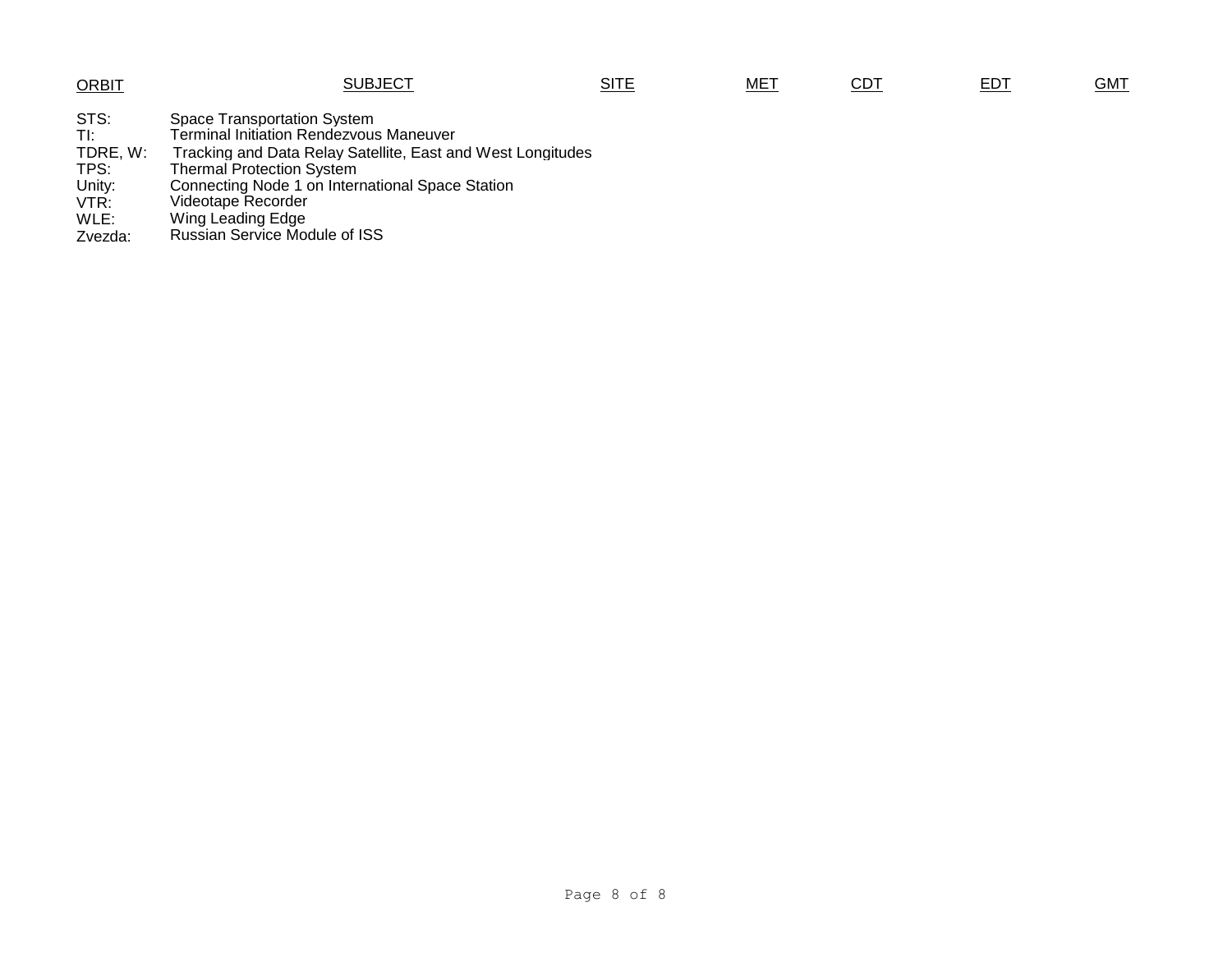| ORBIT | SUBJECT | SITE | MET | CDT | EDT | GMT |
|---|---|---|---|---|---|---|

STS: Space Transportation System
TI: Terminal Initiation Rendezvous Maneuver
TDRE, W: Tracking and Data Relay Satellite, East and West Longitudes
TPS: Thermal Protection System
Unity: Connecting Node 1 on International Space Station
VTR: Videotape Recorder
WLE: Wing Leading Edge
Zvezda: Russian Service Module of ISS